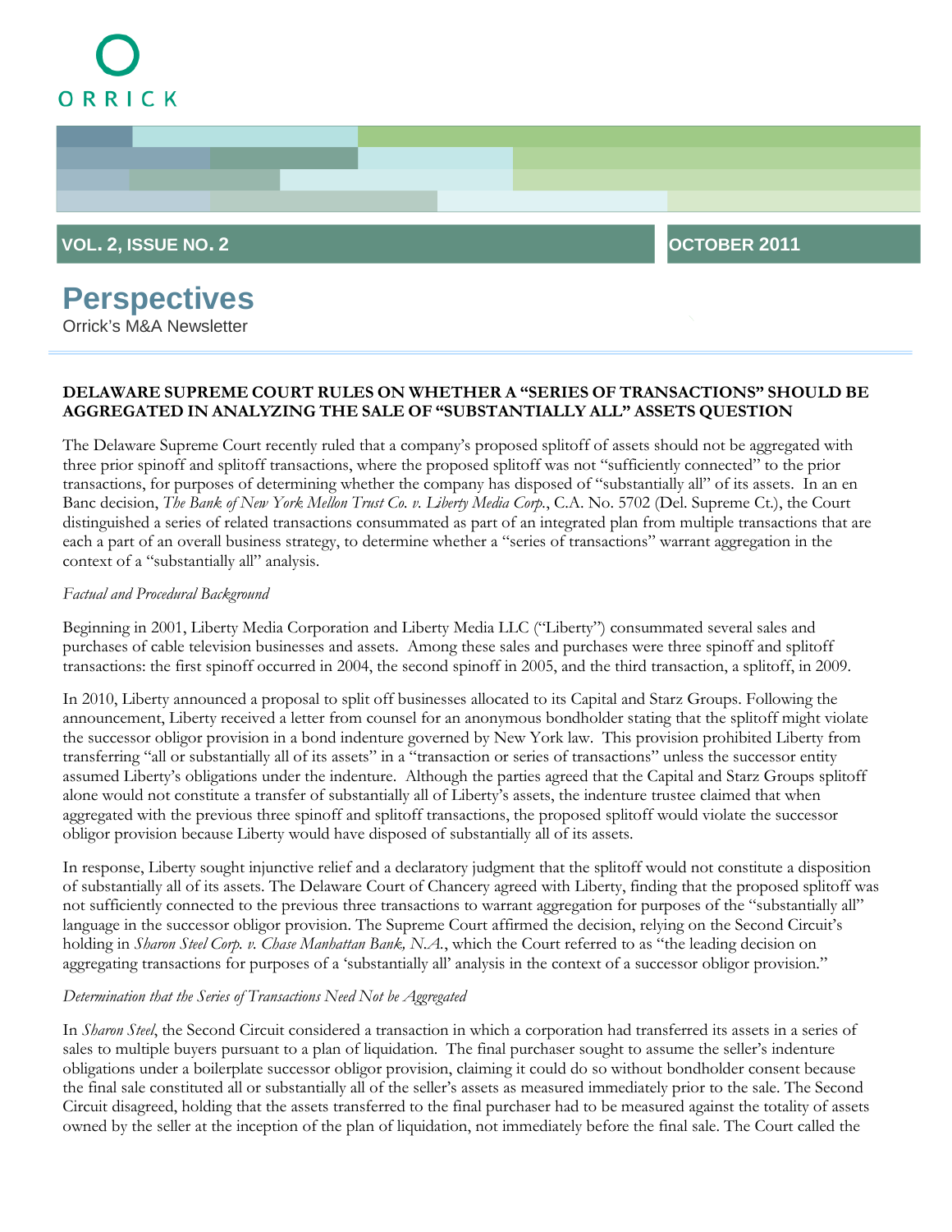ORRICK

VOL. 2, ISSUE NO. 2 OCTOBER 2011

# Perspectives

Orrick's M&A Newsletter

## DELAWARE SUPREME COURT RULES ON WHETHER A "SERIES OF TRANSACTIONS" SHOULD BE AGGREGATED IN ANALYZING THE SALE OF "SUBSTANTIALLY ALL" ASSETS QUESTION

The Delaware Supreme Court recently ruled that a company's proposed splitoff of assets should not be aggregated with three prior spinoff and splitoff transactions, where the proposed splitoff was not "sufficiently connected" to the prior transactions, for purposes of determining whether the company has disposed of "substantially all" of its assets. In an en Banc decision, *The Bank of New York Mellon Trust Co. v. Liberty Media Corp.*, C.A. No. 5702 (Del. Supreme Ct.), the Court distinguished a series of related transactions consummated as part of an integrated plan from multiple transactions that are each a part of an overall business strategy, to determine whether a "series of transactions" warrant aggregation in the context of a "substantially all" analysis.

*Factual and Procedural Background*

Beginning in 2001, Liberty Media Corporation and Liberty Media LLC ("Liberty") consummated several sales and purchases of cable television businesses and assets. Among these sales and purchases were three spinoff and splitoff transactions: the first spinoff occurred in 2004, the second spinoff in 2005, and the third transaction, a splitoff, in 2009.

In 2010, Liberty announced a proposal to split off businesses allocated to its Capital and Starz Groups. Following the announcement, Liberty received a letter from counsel for an anonymous bondholder stating that the splitoff might violate the successor obligor provision in a bond indenture governed by New York law. This provision prohibited Liberty from transferring "all or substantially all of its assets" in a "transaction or series of transactions" unless the successor entity assumed Liberty's obligations under the indenture. Although the parties agreed that the Capital and Starz Groups splitoff alone would not constitute a transfer of substantially all of Liberty's assets, the indenture trustee claimed that when aggregated with the previous three spinoff and splitoff transactions, the proposed splitoff would violate the successor obligor provision because Liberty would have disposed of substantially all of its assets.

In response, Liberty sought injunctive relief and a declaratory judgment that the splitoff would not constitute a disposition of substantially all of its assets. The Delaware Court of Chancery agreed with Liberty, finding that the proposed splitoff was not sufficiently connected to the previous three transactions to warrant aggregation for purposes of the "substantially all" language in the successor obligor provision. The Supreme Court affirmed the decision, relying on the Second Circuit's holding in *Sharon Steel Corp. v. Chase Manhattan Bank, N.A.*, which the Court referred to as "the leading decision on aggregating transactions for purposes of a 'substantially all' analysis in the context of a successor obligor provision."

*Determination that the Series of Transactions Need Not be Aggregated*

In *Sharon Steel*, the Second Circuit considered a transaction in which a corporation had transferred its assets in a series of sales to multiple buyers pursuant to a plan of liquidation. The final purchaser sought to assume the seller's indenture obligations under a boilerplate successor obligor provision, claiming it could do so without bondholder consent because the final sale constituted all or substantially all of the seller's assets as measured immediately prior to the sale. The Second Circuit disagreed, holding that the assets transferred to the final purchaser had to be measured against the totality of assets owned by the seller at the inception of the plan of liquidation, not immediately before the final sale. The Court called the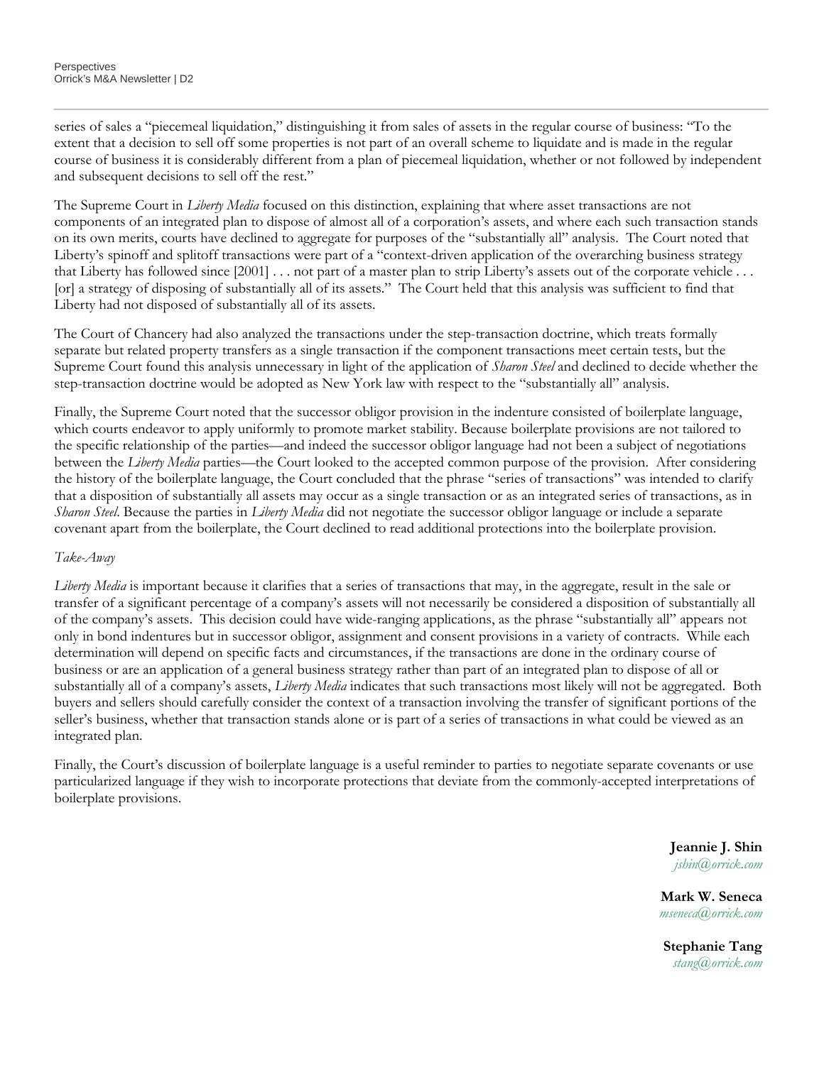series of sales a "piecemeal liquidation," distinguishing it from sales of assets in the regular course of business: "To the extent that a decision to sell off some properties is not part of an overall scheme to liquidate and is made in the regular course of business it is considerably different from a plan of piecemeal liquidation, whether or not followed by independent and subsequent decisions to sell off the rest."

The Supreme Court in *Liberty Media* focused on this distinction, explaining that where asset transactions are not components of an integrated plan to dispose of almost all of a corporation's assets, and where each such transaction stands on its own merits, courts have declined to aggregate for purposes of the "substantially all" analysis. The Court noted that Liberty's spinoff and splitoff transactions were part of a "context-driven application of the overarching business strategy that Liberty has followed since [2001] . . . not part of a master plan to strip Liberty's assets out of the corporate vehicle . . . [or] a strategy of disposing of substantially all of its assets." The Court held that this analysis was sufficient to find that Liberty had not disposed of substantially all of its assets.

The Court of Chancery had also analyzed the transactions under the step-transaction doctrine, which treats formally separate but related property transfers as a single transaction if the component transactions meet certain tests, but the Supreme Court found this analysis unnecessary in light of the application of *Sharon Steel* and declined to decide whether the step-transaction doctrine would be adopted as New York law with respect to the "substantially all" analysis.

Finally, the Supreme Court noted that the successor obligor provision in the indenture consisted of boilerplate language, which courts endeavor to apply uniformly to promote market stability. Because boilerplate provisions are not tailored to the specific relationship of the parties—and indeed the successor obligor language had not been a subject of negotiations between the *Liberty Media* parties—the Court looked to the accepted common purpose of the provision. After considering the history of the boilerplate language, the Court concluded that the phrase "series of transactions" was intended to clarify that a disposition of substantially all assets may occur as a single transaction or as an integrated series of transactions, as in *Sharon Steel*. Because the parties in *Liberty Media* did not negotiate the successor obligor language or include a separate covenant apart from the boilerplate, the Court declined to read additional protections into the boilerplate provision.

*Take-Away*

*Liberty Media* is important because it clarifies that a series of transactions that may, in the aggregate, result in the sale or transfer of a significant percentage of a company's assets will not necessarily be considered a disposition of substantially all of the company's assets. This decision could have wide-ranging applications, as the phrase "substantially all" appears not only in bond indentures but in successor obligor, assignment and consent provisions in a variety of contracts. While each determination will depend on specific facts and circumstances, if the transactions are done in the ordinary course of business or are an application of a general business strategy rather than part of an integrated plan to dispose of all or substantially all of a company's assets, *Liberty Media* indicates that such transactions most likely will not be aggregated. Both buyers and sellers should carefully consider the context of a transaction involving the transfer of significant portions of the seller's business, whether that transaction stands alone or is part of a series of transactions in what could be viewed as an integrated plan.

Finally, the Court's discussion of boilerplate language is a useful reminder to parties to negotiate separate covenants or use particularized language if they wish to incorporate protections that deviate from the commonly-accepted interpretations of boilerplate provisions.

**Jeannie J. Shin**
*jshin@orrick.com*

**Mark W. Seneca**
*mseneca@orrick.com*

**Stephanie Tang**
*stang@orrick.com*